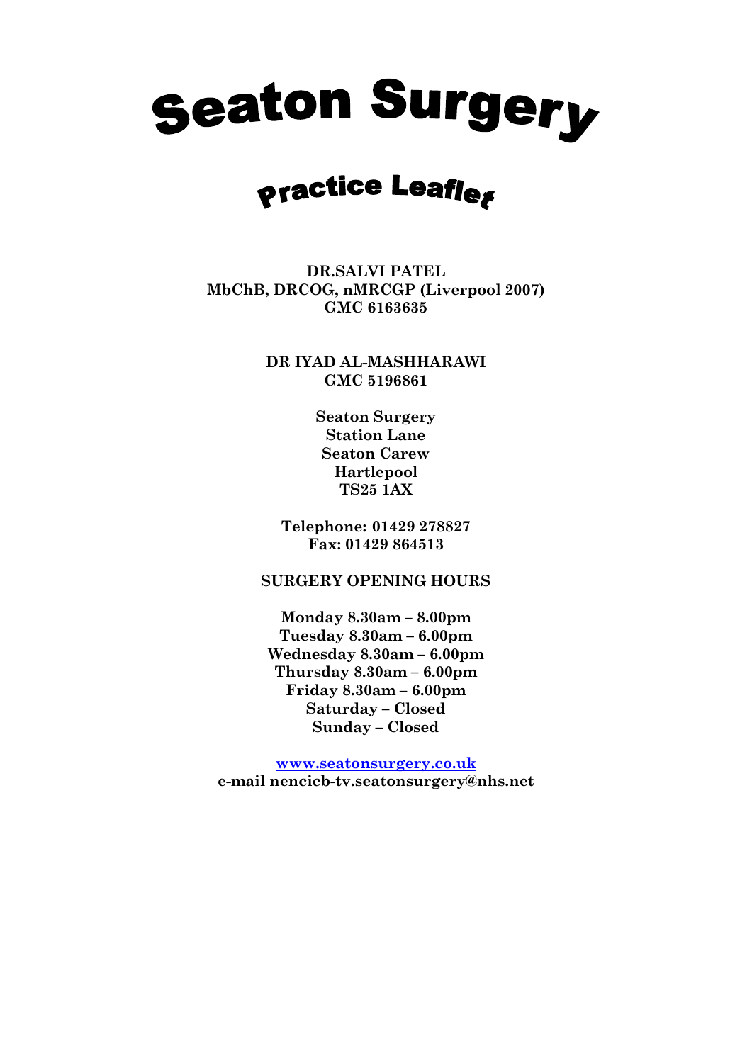# Seaton Surgery

## Practice Leaflet

**DR.SALVI PATEL**
**MbChB, DRCOG, nMRCGP (Liverpool 2007)**
**GMC 6163635**

**DR IYAD AL-MASHHARAWI**
**GMC 5196861**

**Seaton Surgery**
**Station Lane**
**Seaton Carew**
**Hartlepool**
**TS25 1AX**

**Telephone: 01429 278827**
**Fax: 01429 864513**

**SURGERY OPENING HOURS**

**Monday 8.30am – 8.00pm**
**Tuesday 8.30am – 6.00pm**
**Wednesday 8.30am – 6.00pm**
**Thursday 8.30am – 6.00pm**
**Friday 8.30am – 6.00pm**
**Saturday – Closed**
**Sunday – Closed**

**[www.seatonsurgery.co.uk](http://www.seatonsurgery.co.uk)**
**e-mail nencicb-tv.seatonsurgery@nhs.net**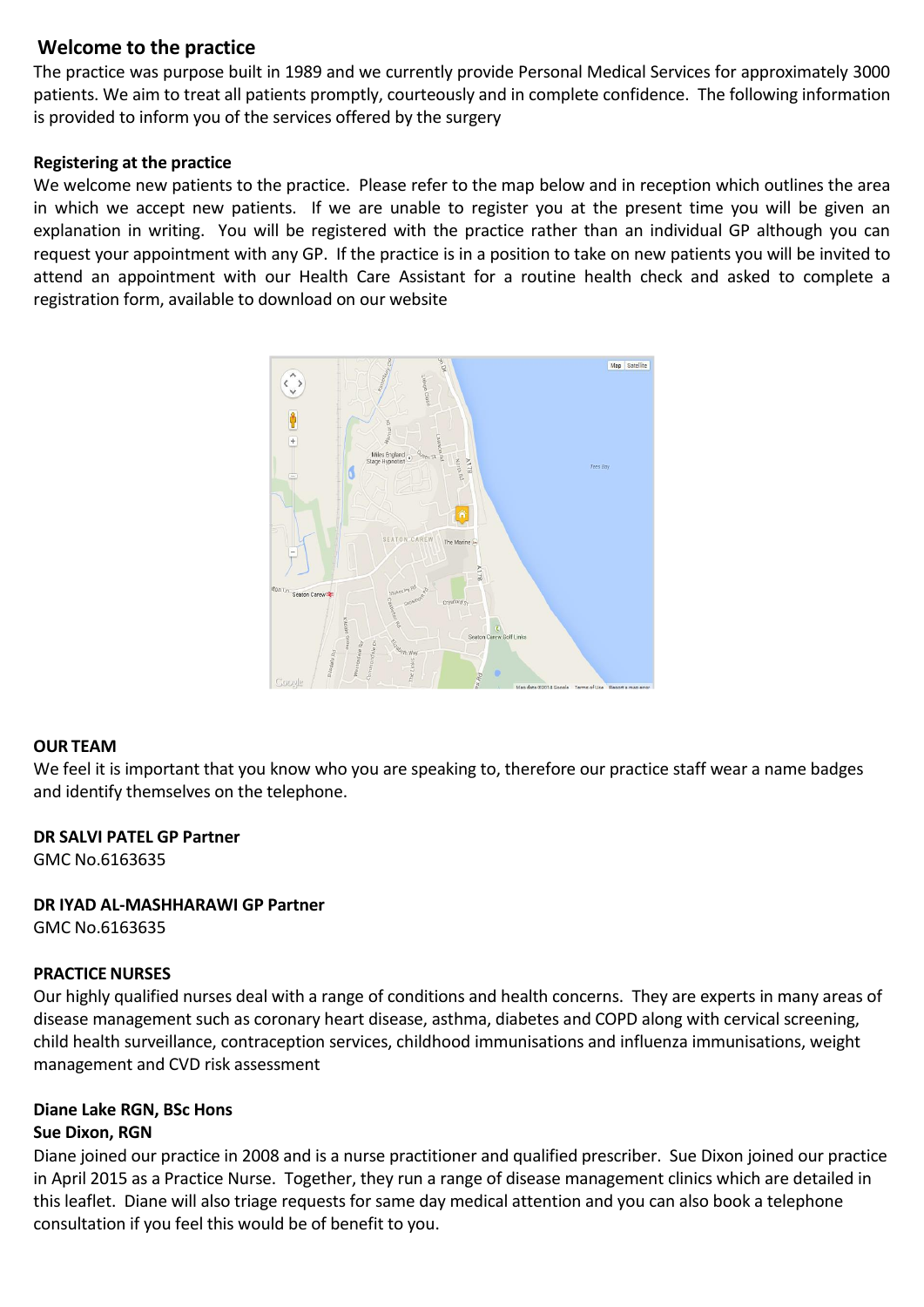## Welcome to the practice

The practice was purpose built in 1989 and we currently provide Personal Medical Services for approximately 3000 patients. We aim to treat all patients promptly, courteously and in complete confidence. The following information is provided to inform you of the services offered by the surgery

**Registering at the practice**

We welcome new patients to the practice. Please refer to the map below and in reception which outlines the area in which we accept new patients. If we are unable to register you at the present time you will be given an explanation in writing. You will be registered with the practice rather than an individual GP although you can request your appointment with any GP. If the practice is in a position to take on new patients you will be invited to attend an appointment with our Health Care Assistant for a routine health check and asked to complete a registration form, available to download on our website

**OUR TEAM**

We feel it is important that you know who you are speaking to, therefore our practice staff wear a name badges and identify themselves on the telephone.

**DR SALVI PATEL GP Partner**
GMC No.6163635

**DR IYAD AL-MASHHARAWI GP Partner**
GMC No.6163635

**PRACTICE NURSES**

Our highly qualified nurses deal with a range of conditions and health concerns. They are experts in many areas of disease management such as coronary heart disease, asthma, diabetes and COPD along with cervical screening, child health surveillance, contraception services, childhood immunisations and influenza immunisations, weight management and CVD risk assessment

**Diane Lake RGN, BSc Hons**
**Sue Dixon, RGN**

Diane joined our practice in 2008 and is a nurse practitioner and qualified prescriber. Sue Dixon joined our practice in April 2015 as a Practice Nurse. Together, they run a range of disease management clinics which are detailed in this leaflet. Diane will also triage requests for same day medical attention and you can also book a telephone consultation if you feel this would be of benefit to you.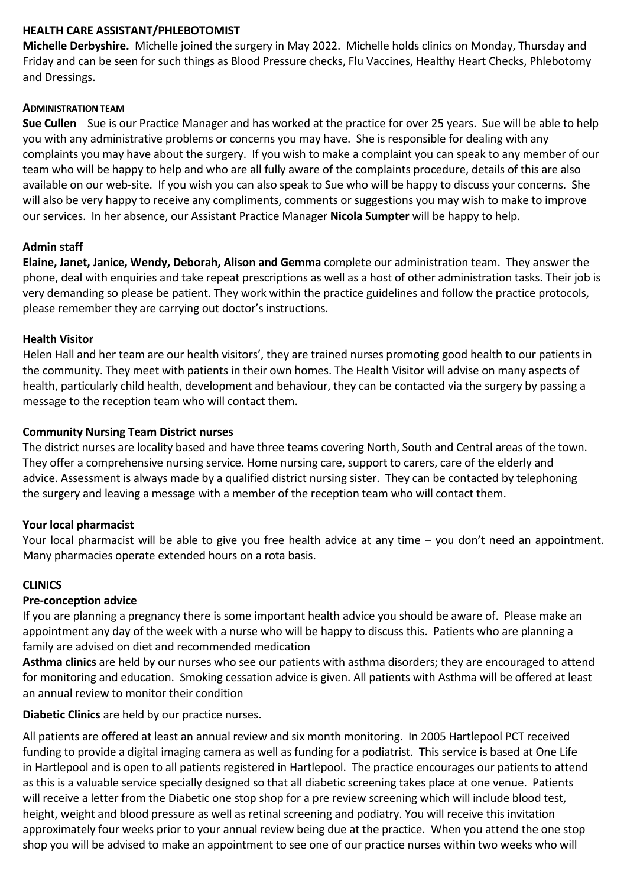## HEALTH CARE ASSISTANT/PHLEBOTOMIST

**Michelle Derbyshire.** Michelle joined the surgery in May 2022. Michelle holds clinics on Monday, Thursday and Friday and can be seen for such things as Blood Pressure checks, Flu Vaccines, Healthy Heart Checks, Phlebotomy and Dressings.

## ADMINISTRATION TEAM

**Sue Cullen** Sue is our Practice Manager and has worked at the practice for over 25 years. Sue will be able to help you with any administrative problems or concerns you may have. She is responsible for dealing with any complaints you may have about the surgery. If you wish to make a complaint you can speak to any member of our team who will be happy to help and who are all fully aware of the complaints procedure, details of this are also available on our web-site. If you wish you can also speak to Sue who will be happy to discuss your concerns. She will also be very happy to receive any compliments, comments or suggestions you may wish to make to improve our services. In her absence, our Assistant Practice Manager **Nicola Sumpter** will be happy to help.

### Admin staff

**Elaine, Janet, Janice, Wendy, Deborah, Alison and Gemma** complete our administration team. They answer the phone, deal with enquiries and take repeat prescriptions as well as a host of other administration tasks. Their job is very demanding so please be patient. They work within the practice guidelines and follow the practice protocols, please remember they are carrying out doctor's instructions.

### Health Visitor

Helen Hall and her team are our health visitors', they are trained nurses promoting good health to our patients in the community. They meet with patients in their own homes. The Health Visitor will advise on many aspects of health, particularly child health, development and behaviour, they can be contacted via the surgery by passing a message to the reception team who will contact them.

### Community Nursing Team District nurses

The district nurses are locality based and have three teams covering North, South and Central areas of the town. They offer a comprehensive nursing service. Home nursing care, support to carers, care of the elderly and advice. Assessment is always made by a qualified district nursing sister. They can be contacted by telephoning the surgery and leaving a message with a member of the reception team who will contact them.

### Your local pharmacist

Your local pharmacist will be able to give you free health advice at any time – you don't need an appointment. Many pharmacies operate extended hours on a rota basis.

## CLINICS

### Pre-conception advice

If you are planning a pregnancy there is some important health advice you should be aware of. Please make an appointment any day of the week with a nurse who will be happy to discuss this. Patients who are planning a family are advised on diet and recommended medication

**Asthma clinics** are held by our nurses who see our patients with asthma disorders; they are encouraged to attend for monitoring and education. Smoking cessation advice is given. All patients with Asthma will be offered at least an annual review to monitor their condition

**Diabetic Clinics** are held by our practice nurses.

All patients are offered at least an annual review and six month monitoring. In 2005 Hartlepool PCT received funding to provide a digital imaging camera as well as funding for a podiatrist. This service is based at One Life in Hartlepool and is open to all patients registered in Hartlepool. The practice encourages our patients to attend as this is a valuable service specially designed so that all diabetic screening takes place at one venue. Patients will receive a letter from the Diabetic one stop shop for a pre review screening which will include blood test, height, weight and blood pressure as well as retinal screening and podiatry. You will receive this invitation approximately four weeks prior to your annual review being due at the practice. When you attend the one stop shop you will be advised to make an appointment to see one of our practice nurses within two weeks who will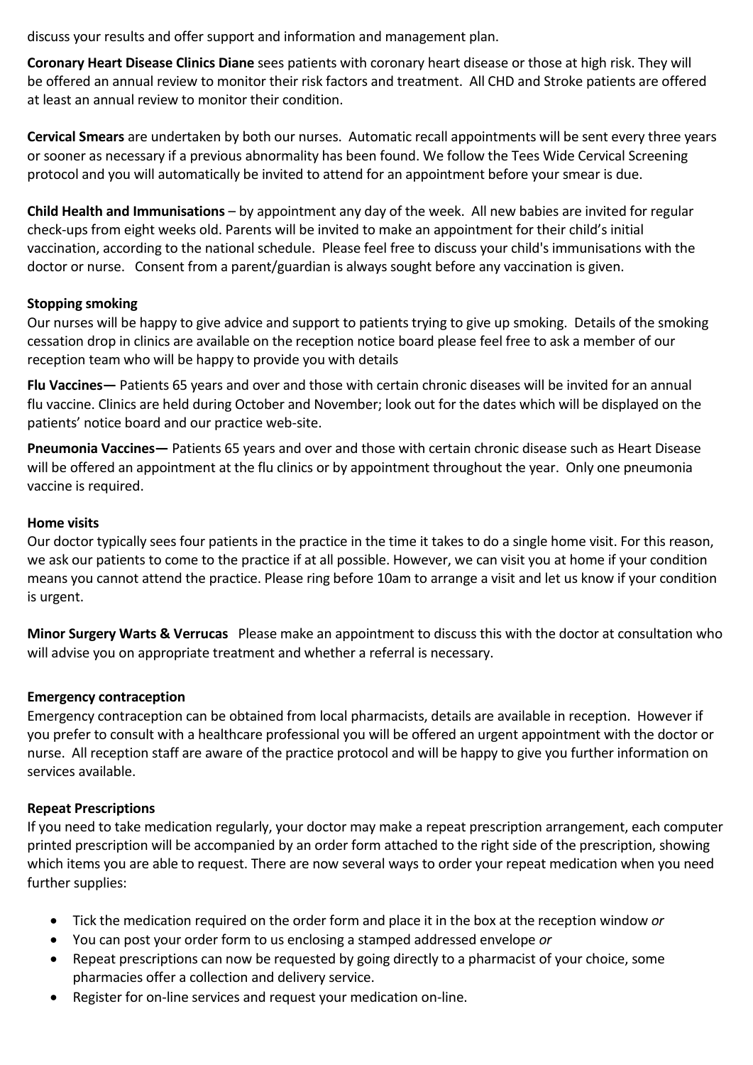discuss your results and offer support and information and management plan.

**Coronary Heart Disease Clinics Diane** sees patients with coronary heart disease or those at high risk. They will be offered an annual review to monitor their risk factors and treatment. All CHD and Stroke patients are offered at least an annual review to monitor their condition.

**Cervical Smears** are undertaken by both our nurses. Automatic recall appointments will be sent every three years or sooner as necessary if a previous abnormality has been found. We follow the Tees Wide Cervical Screening protocol and you will automatically be invited to attend for an appointment before your smear is due.

**Child Health and Immunisations** – by appointment any day of the week. All new babies are invited for regular check-ups from eight weeks old. Parents will be invited to make an appointment for their child's initial vaccination, according to the national schedule. Please feel free to discuss your child's immunisations with the doctor or nurse. Consent from a parent/guardian is always sought before any vaccination is given.

**Stopping smoking**

Our nurses will be happy to give advice and support to patients trying to give up smoking. Details of the smoking cessation drop in clinics are available on the reception notice board please feel free to ask a member of our reception team who will be happy to provide you with details

**Flu Vaccines—** Patients 65 years and over and those with certain chronic diseases will be invited for an annual flu vaccine. Clinics are held during October and November; look out for the dates which will be displayed on the patients' notice board and our practice web-site.

**Pneumonia Vaccines—** Patients 65 years and over and those with certain chronic disease such as Heart Disease will be offered an appointment at the flu clinics or by appointment throughout the year. Only one pneumonia vaccine is required.

**Home visits**

Our doctor typically sees four patients in the practice in the time it takes to do a single home visit. For this reason, we ask our patients to come to the practice if at all possible. However, we can visit you at home if your condition means you cannot attend the practice. Please ring before 10am to arrange a visit and let us know if your condition is urgent.

**Minor Surgery Warts & Verrucas** Please make an appointment to discuss this with the doctor at consultation who will advise you on appropriate treatment and whether a referral is necessary.

**Emergency contraception**

Emergency contraception can be obtained from local pharmacists, details are available in reception. However if you prefer to consult with a healthcare professional you will be offered an urgent appointment with the doctor or nurse. All reception staff are aware of the practice protocol and will be happy to give you further information on services available.

**Repeat Prescriptions**

If you need to take medication regularly, your doctor may make a repeat prescription arrangement, each computer printed prescription will be accompanied by an order form attached to the right side of the prescription, showing which items you are able to request. There are now several ways to order your repeat medication when you need further supplies:

- Tick the medication required on the order form and place it in the box at the reception window *or*
- You can post your order form to us enclosing a stamped addressed envelope *or*
- Repeat prescriptions can now be requested by going directly to a pharmacist of your choice, some pharmacies offer a collection and delivery service.
- Register for on-line services and request your medication on-line.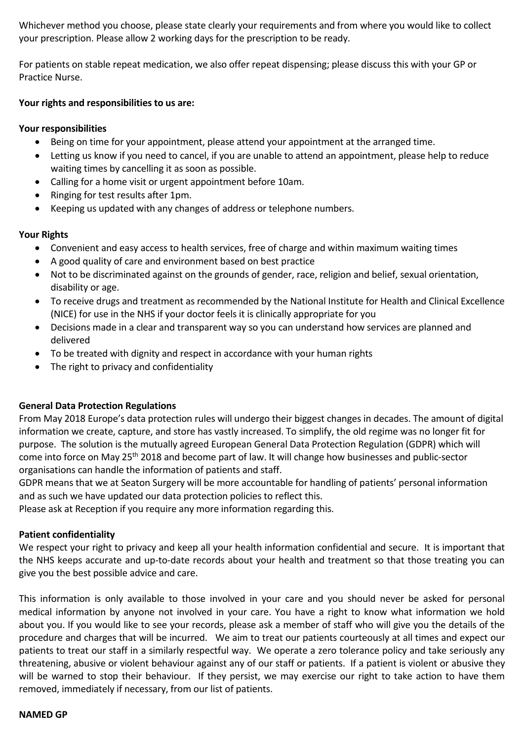Whichever method you choose, please state clearly your requirements and from where you would like to collect your prescription. Please allow 2 working days for the prescription to be ready.

For patients on stable repeat medication, we also offer repeat dispensing; please discuss this with your GP or Practice Nurse.

**Your rights and responsibilities to us are:**

**Your responsibilities**

- Being on time for your appointment, please attend your appointment at the arranged time.
- Letting us know if you need to cancel, if you are unable to attend an appointment, please help to reduce waiting times by cancelling it as soon as possible.
- Calling for a home visit or urgent appointment before 10am.
- Ringing for test results after 1pm.
- Keeping us updated with any changes of address or telephone numbers.

**Your Rights**

- Convenient and easy access to health services, free of charge and within maximum waiting times
- A good quality of care and environment based on best practice
- Not to be discriminated against on the grounds of gender, race, religion and belief, sexual orientation, disability or age.
- To receive drugs and treatment as recommended by the National Institute for Health and Clinical Excellence (NICE) for use in the NHS if your doctor feels it is clinically appropriate for you
- Decisions made in a clear and transparent way so you can understand how services are planned and delivered
- To be treated with dignity and respect in accordance with your human rights
- The right to privacy and confidentiality

**General Data Protection Regulations**

From May 2018 Europe's data protection rules will undergo their biggest changes in decades. The amount of digital information we create, capture, and store has vastly increased. To simplify, the old regime was no longer fit for purpose. The solution is the mutually agreed European General Data Protection Regulation (GDPR) which will come into force on May 25th 2018 and become part of law. It will change how businesses and public-sector organisations can handle the information of patients and staff.
GDPR means that we at Seaton Surgery will be more accountable for handling of patients' personal information and as such we have updated our data protection policies to reflect this.
Please ask at Reception if you require any more information regarding this.

**Patient confidentiality**

We respect your right to privacy and keep all your health information confidential and secure. It is important that the NHS keeps accurate and up-to-date records about your health and treatment so that those treating you can give you the best possible advice and care.

This information is only available to those involved in your care and you should never be asked for personal medical information by anyone not involved in your care. You have a right to know what information we hold about you. If you would like to see your records, please ask a member of staff who will give you the details of the procedure and charges that will be incurred. We aim to treat our patients courteously at all times and expect our patients to treat our staff in a similarly respectful way. We operate a zero tolerance policy and take seriously any threatening, abusive or violent behaviour against any of our staff or patients. If a patient is violent or abusive they will be warned to stop their behaviour. If they persist, we may exercise our right to take action to have them removed, immediately if necessary, from our list of patients.

**NAMED GP**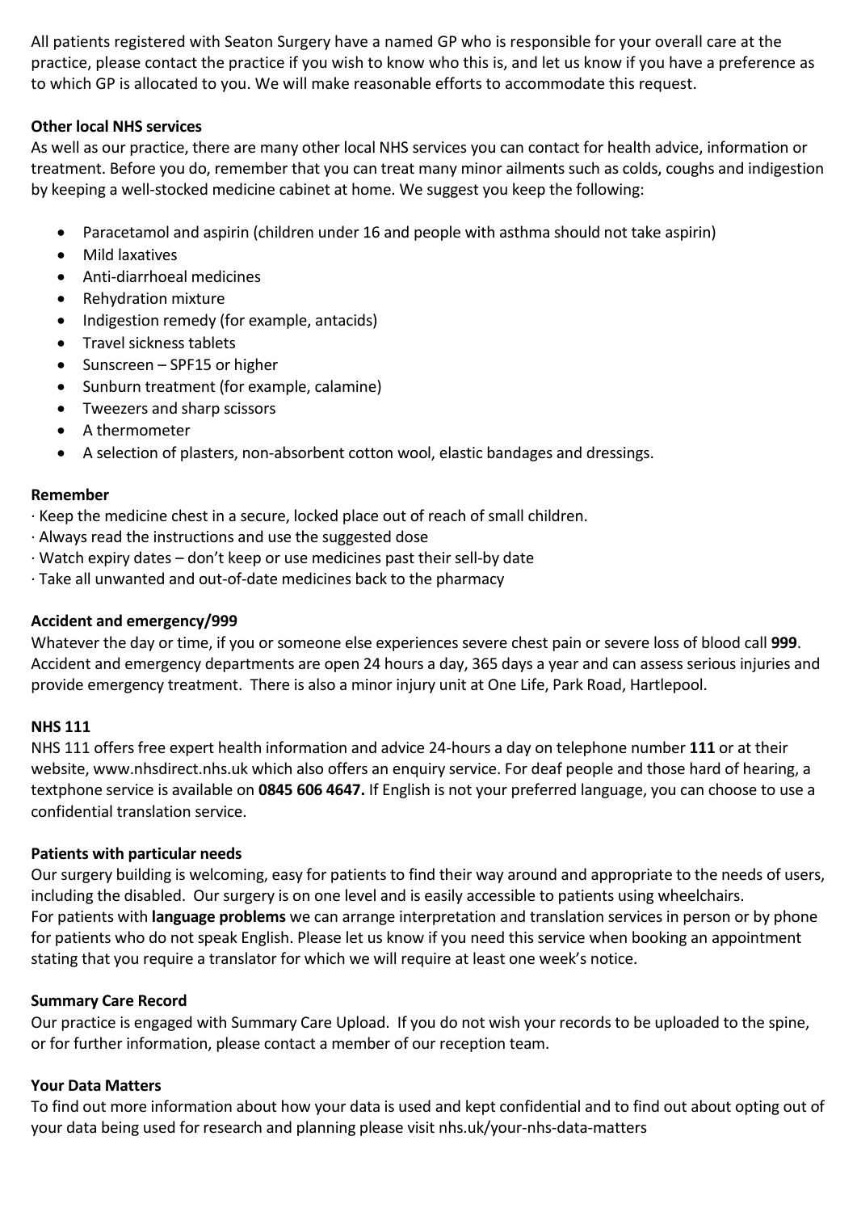All patients registered with Seaton Surgery have a named GP who is responsible for your overall care at the practice, please contact the practice if you wish to know who this is, and let us know if you have a preference as to which GP is allocated to you. We will make reasonable efforts to accommodate this request.

**Other local NHS services**

As well as our practice, there are many other local NHS services you can contact for health advice, information or treatment. Before you do, remember that you can treat many minor ailments such as colds, coughs and indigestion by keeping a well-stocked medicine cabinet at home. We suggest you keep the following:

- Paracetamol and aspirin (children under 16 and people with asthma should not take aspirin)
- Mild laxatives
- Anti-diarrhoeal medicines
- Rehydration mixture
- Indigestion remedy (for example, antacids)
- Travel sickness tablets
- Sunscreen – SPF15 or higher
- Sunburn treatment (for example, calamine)
- Tweezers and sharp scissors
- A thermometer
- A selection of plasters, non-absorbent cotton wool, elastic bandages and dressings.

**Remember**

· Keep the medicine chest in a secure, locked place out of reach of small children.
· Always read the instructions and use the suggested dose
· Watch expiry dates – don't keep or use medicines past their sell-by date
· Take all unwanted and out-of-date medicines back to the pharmacy

**Accident and emergency/999**

Whatever the day or time, if you or someone else experiences severe chest pain or severe loss of blood call **999**. Accident and emergency departments are open 24 hours a day, 365 days a year and can assess serious injuries and provide emergency treatment. There is also a minor injury unit at One Life, Park Road, Hartlepool.

**NHS 111**

NHS 111 offers free expert health information and advice 24-hours a day on telephone number **111** or at their website, www.nhsdirect.nhs.uk which also offers an enquiry service. For deaf people and those hard of hearing, a textphone service is available on **0845 606 4647.** If English is not your preferred language, you can choose to use a confidential translation service.

**Patients with particular needs**

Our surgery building is welcoming, easy for patients to find their way around and appropriate to the needs of users, including the disabled. Our surgery is on one level and is easily accessible to patients using wheelchairs.
For patients with **language problems** we can arrange interpretation and translation services in person or by phone for patients who do not speak English. Please let us know if you need this service when booking an appointment stating that you require a translator for which we will require at least one week's notice.

**Summary Care Record**

Our practice is engaged with Summary Care Upload. If you do not wish your records to be uploaded to the spine, or for further information, please contact a member of our reception team.

**Your Data Matters**

To find out more information about how your data is used and kept confidential and to find out about opting out of your data being used for research and planning please visit nhs.uk/your-nhs-data-matters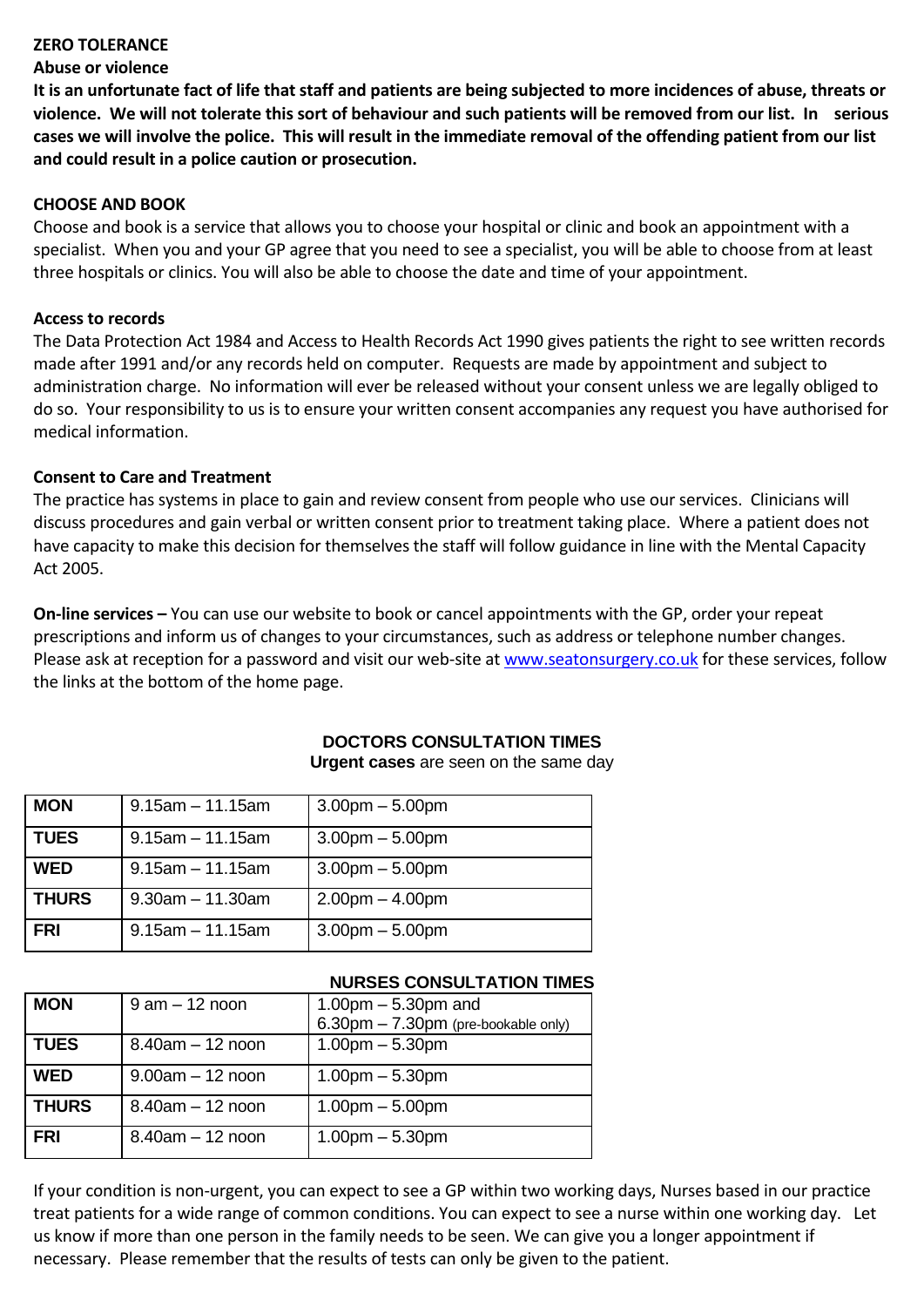**ZERO TOLERANCE**

**Abuse or violence**

**It is an unfortunate fact of life that staff and patients are being subjected to more incidences of abuse, threats or violence. We will not tolerate this sort of behaviour and such patients will be removed from our list. In serious cases we will involve the police. This will result in the immediate removal of the offending patient from our list and could result in a police caution or prosecution.**

**CHOOSE AND BOOK**

Choose and book is a service that allows you to choose your hospital or clinic and book an appointment with a specialist. When you and your GP agree that you need to see a specialist, you will be able to choose from at least three hospitals or clinics. You will also be able to choose the date and time of your appointment.

**Access to records**

The Data Protection Act 1984 and Access to Health Records Act 1990 gives patients the right to see written records made after 1991 and/or any records held on computer. Requests are made by appointment and subject to administration charge. No information will ever be released without your consent unless we are legally obliged to do so. Your responsibility to us is to ensure your written consent accompanies any request you have authorised for medical information.

**Consent to Care and Treatment**

The practice has systems in place to gain and review consent from people who use our services. Clinicians will discuss procedures and gain verbal or written consent prior to treatment taking place. Where a patient does not have capacity to make this decision for themselves the staff will follow guidance in line with the Mental Capacity Act 2005.

**On-line services –** You can use our website to book or cancel appointments with the GP, order your repeat prescriptions and inform us of changes to your circumstances, such as address or telephone number changes. Please ask at reception for a password and visit our web-site at www.seatonsurgery.co.uk for these services, follow the links at the bottom of the home page.

**DOCTORS CONSULTATION TIMES**

**Urgent cases** are seen on the same day

| | | |
|---|---|---|
| **MON** | 9.15am – 11.15am | 3.00pm – 5.00pm |
| **TUES** | 9.15am – 11.15am | 3.00pm – 5.00pm |
| **WED** | 9.15am – 11.15am | 3.00pm – 5.00pm |
| **THURS** | 9.30am – 11.30am | 2.00pm – 4.00pm |
| **FRI** | 9.15am – 11.15am | 3.00pm – 5.00pm |

**NURSES CONSULTATION TIMES**

| | | |
|---|---|---|
| **MON** | 9 am – 12 noon | 1.00pm – 5.30pm and 6.30pm – 7.30pm (pre-bookable only) |
| **TUES** | 8.40am – 12 noon | 1.00pm – 5.30pm |
| **WED** | 9.00am – 12 noon | 1.00pm – 5.30pm |
| **THURS** | 8.40am – 12 noon | 1.00pm – 5.00pm |
| **FRI** | 8.40am – 12 noon | 1.00pm – 5.30pm |

If your condition is non-urgent, you can expect to see a GP within two working days, Nurses based in our practice treat patients for a wide range of common conditions. You can expect to see a nurse within one working day. Let us know if more than one person in the family needs to be seen. We can give you a longer appointment if necessary. Please remember that the results of tests can only be given to the patient.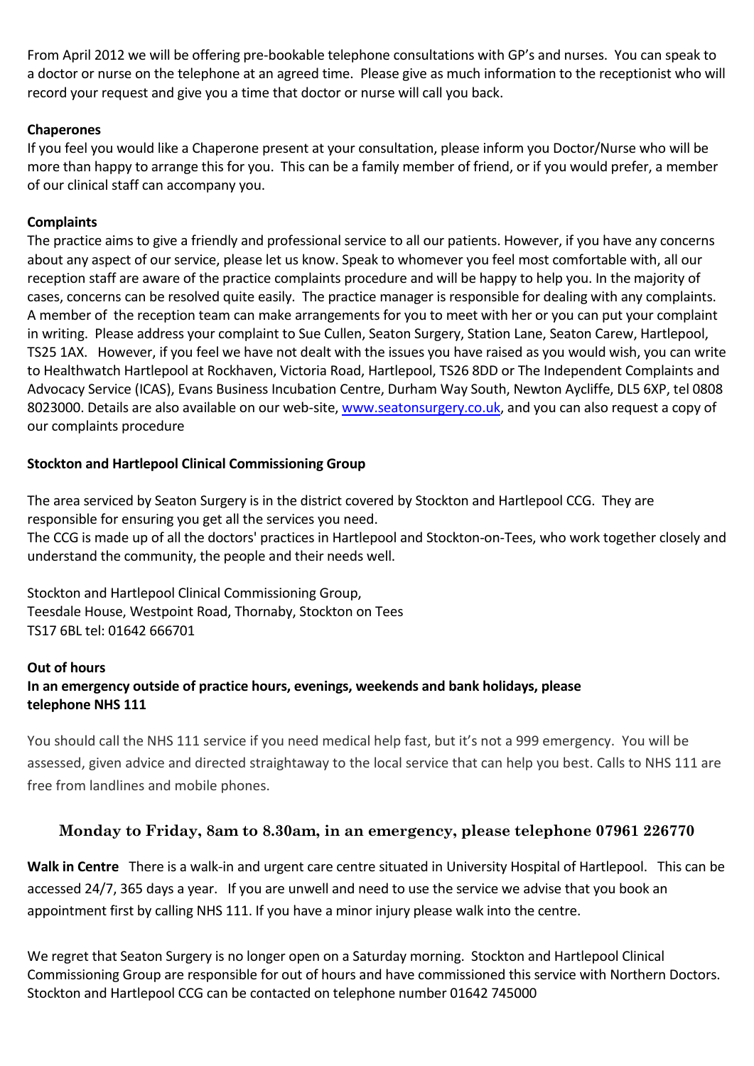From April 2012 we will be offering pre-bookable telephone consultations with GP's and nurses. You can speak to a doctor or nurse on the telephone at an agreed time. Please give as much information to the receptionist who will record your request and give you a time that doctor or nurse will call you back.

**Chaperones**

If you feel you would like a Chaperone present at your consultation, please inform you Doctor/Nurse who will be more than happy to arrange this for you. This can be a family member of friend, or if you would prefer, a member of our clinical staff can accompany you.

**Complaints**

The practice aims to give a friendly and professional service to all our patients. However, if you have any concerns about any aspect of our service, please let us know. Speak to whomever you feel most comfortable with, all our reception staff are aware of the practice complaints procedure and will be happy to help you. In the majority of cases, concerns can be resolved quite easily. The practice manager is responsible for dealing with any complaints. A member of the reception team can make arrangements for you to meet with her or you can put your complaint in writing. Please address your complaint to Sue Cullen, Seaton Surgery, Station Lane, Seaton Carew, Hartlepool, TS25 1AX. However, if you feel we have not dealt with the issues you have raised as you would wish, you can write to Healthwatch Hartlepool at Rockhaven, Victoria Road, Hartlepool, TS26 8DD or The Independent Complaints and Advocacy Service (ICAS), Evans Business Incubation Centre, Durham Way South, Newton Aycliffe, DL5 6XP, tel 0808 8023000. Details are also available on our web-site, [www.seatonsurgery.co.uk](http://www.seatonsurgery.co.uk), and you can also request a copy of our complaints procedure

**Stockton and Hartlepool Clinical Commissioning Group**

The area serviced by Seaton Surgery is in the district covered by Stockton and Hartlepool CCG. They are responsible for ensuring you get all the services you need.
The CCG is made up of all the doctors' practices in Hartlepool and Stockton-on-Tees, who work together closely and understand the community, the people and their needs well.

Stockton and Hartlepool Clinical Commissioning Group,
Teesdale House, Westpoint Road, Thornaby, Stockton on Tees
TS17 6BL tel: 01642 666701

**Out of hours**
**In an emergency outside of practice hours, evenings, weekends and bank holidays, please telephone NHS 111**

You should call the NHS 111 service if you need medical help fast, but it's not a 999 emergency. You will be assessed, given advice and directed straightaway to the local service that can help you best. Calls to NHS 111 are free from landlines and mobile phones.

**Monday to Friday, 8am to 8.30am, in an emergency, please telephone 07961 226770**

**Walk in Centre** There is a walk-in and urgent care centre situated in University Hospital of Hartlepool. This can be accessed 24/7, 365 days a year. If you are unwell and need to use the service we advise that you book an appointment first by calling NHS 111. If you have a minor injury please walk into the centre.

We regret that Seaton Surgery is no longer open on a Saturday morning. Stockton and Hartlepool Clinical Commissioning Group are responsible for out of hours and have commissioned this service with Northern Doctors. Stockton and Hartlepool CCG can be contacted on telephone number 01642 745000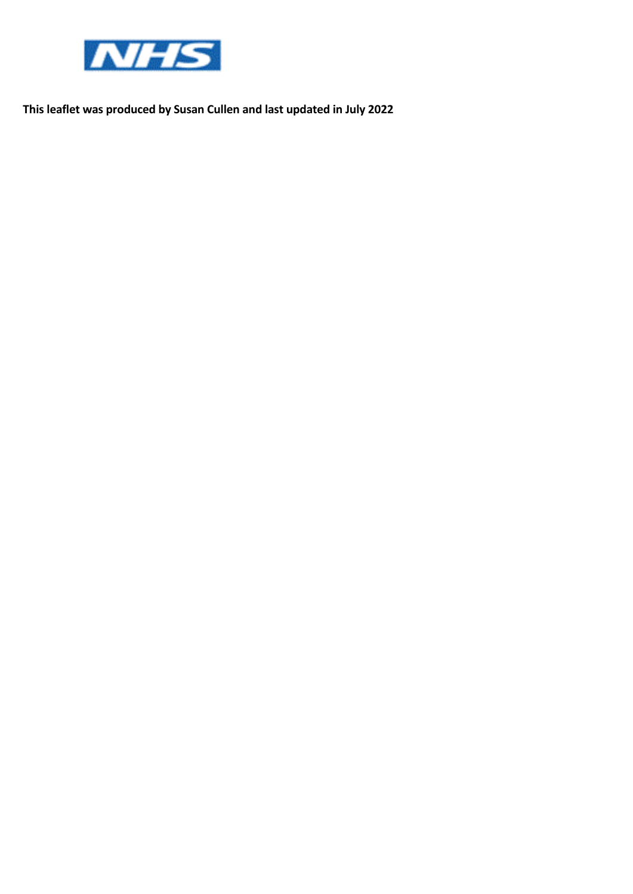**This leaflet was produced by Susan Cullen and last updated in July 2022**